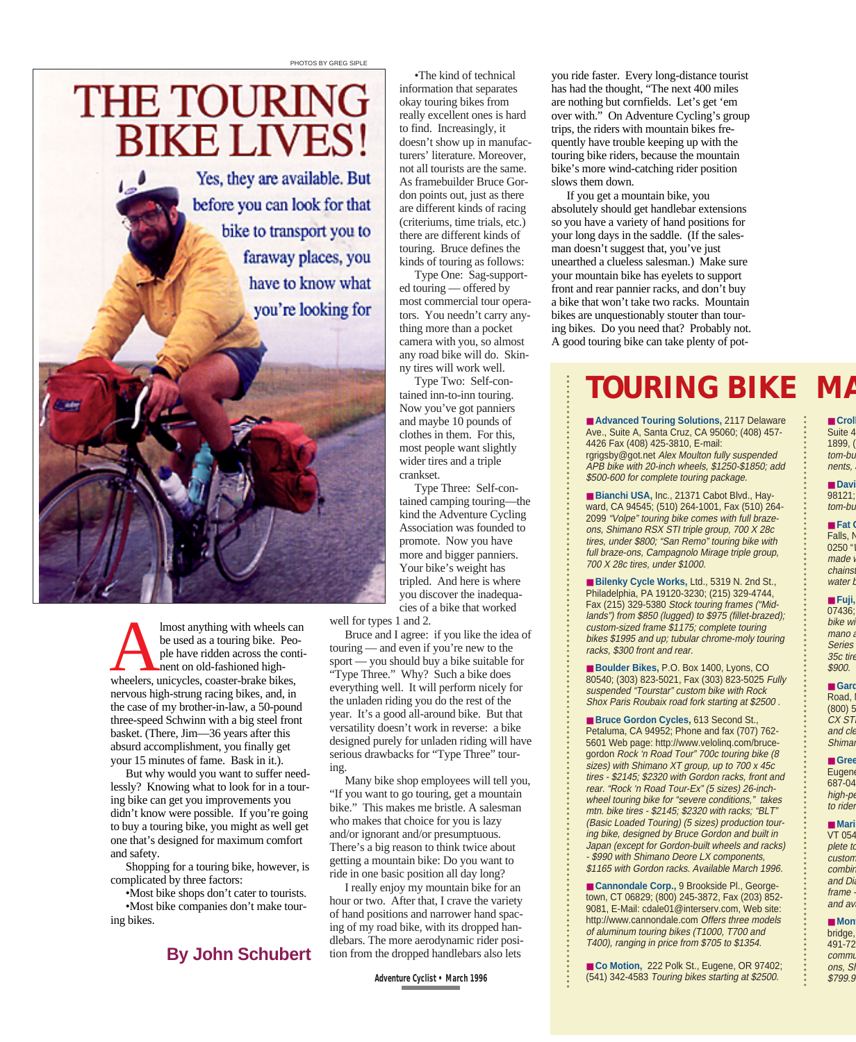PHOTOS BY GREG SIPLE

# THE TOURING BIKE LIVES!

Yes, they are available. But before you can look for that bike to transport you to faraway places, you have to know what you're looking for

**By John Schubert**

Almost anything with wheels can be used as a touring bike. People have ridden across the continent on old-fashioned high-wheelers, unicycles, coaster-brake bikes, nervous high-strung racing bikes, and, in the case of my brother-in-law, a 50-pound three-speed Schwinn with a big steel front basket. (There, Jim—36 years after this absurd accomplishment, you finally get your 15 minutes of fame. Bask in it.).

But why would you want to suffer needlessly? Knowing what to look for in a touring bike can get you improvements you didn't know were possible. If you're going to buy a touring bike, you might as well get one that's designed for maximum comfort and safety.

Shopping for a touring bike, however, is complicated by three factors:

•Most bike shops don't cater to tourists.

•Most bike companies don't make touring bikes.

•The kind of technical information that separates okay touring bikes from really excellent ones is hard to find. Increasingly, it doesn't show up in manufacturers' literature. Moreover, not all tourists are the same. As framebuilder Bruce Gordon points out, just as there are different kinds of racing (criteriums, time trials, etc.) there are different kinds of touring. Bruce defines the kinds of touring as follows:

Type One: Sag-supported touring — offered by most commercial tour operators. You needn't carry anything more than a pocket camera with you, so almost any road bike will do. Skinny tires will work well.

Type Two: Self-contained inn-to-inn touring. Now you've got panniers and maybe 10 pounds of clothes in them. For this, most people want slightly wider tires and a triple crankset.

Type Three: Self-contained camping touring—the kind the Adventure Cycling Association was founded to promote. Now you have more and bigger panniers. Your bike's weight has tripled. And here is where you discover the inadequacies of a bike that worked well for types 1 and 2.

Bruce and I agree: if you like the idea of touring — and even if you're new to the sport — you should buy a bike suitable for "Type Three." Why? Such a bike does everything well. It will perform nicely for the unladen riding you do the rest of the year. It's a good all-around bike. But that versatility doesn't work in reverse: a bike designed purely for unladen riding will have serious drawbacks for "Type Three" touring.

Many bike shop employees will tell you, "If you want to go touring, get a mountain bike." This makes me bristle. A salesman who makes that choice for you is lazy and/or ignorant and/or presumptuous. There's a big reason to think twice about getting a mountain bike: Do you want to ride in one basic position all day long?

I really enjoy my mountain bike for an hour or two. After that, I crave the variety of hand positions and narrower hand spacing of my road bike, with its dropped handlebars. The more aerodynamic rider position from the dropped handlebars also lets you ride faster. Every long-distance tourist has had the thought, "The next 400 miles are nothing but cornfields. Let's get 'em over with." On Adventure Cycling's group trips, the riders with mountain bikes frequently have trouble keeping up with the touring bike riders, because the mountain bike's more wind-catching rider position slows them down.

If you get a mountain bike, you absolutely should get handlebar extensions so you have a variety of hand positions for your long days in the saddle. (If the salesman doesn't suggest that, you've just unearthed a clueless salesman.) Make sure your mountain bike has eyelets to support front and rear pannier racks, and don't buy a bike that won't take two racks. Mountain bikes are unquestionably stouter than touring bikes. Do you need that? Probably not. A good touring bike can take plenty of pot-

## TOURING BIKE MA

**Advanced Touring Solutions,** 2117 Delaware Ave., Suite A, Santa Cruz, CA 95060; (408) 457-4426 Fax (408) 425-3810, E-mail: rgrigsby@got.net *Alex Moulton fully suspended APB bike with 20-inch wheels, $1250-$1850; add $500-600 for complete touring package.*

**Bianchi USA,** Inc., 21371 Cabot Blvd., Hayward, CA 94545; (510) 264-1001, Fax (510) 264-2099 *"Volpe" touring bike comes with full braze-ons, Shimano RSX STI triple group, 700 X 28c tires, under $800; "San Remo" touring bike with full braze-ons, Campagnolo Mirage triple group, 700 X 28c tires, under $1000.*

**Bilenky Cycle Works,** Ltd., 5319 N. 2nd St., Philadelphia, PA 19120-3230; (215) 329-4744, Fax (215) 329-5380 *Stock touring frames ("Midlands") from $850 (lugged) to $975 (fillet-brazed); custom-sized frame $1175; complete touring bikes $1995 and up; tubular chrome-moly touring racks, $300 front and rear.*

**Boulder Bikes,** P.O. Box 1400, Lyons, CO 80540; (303) 823-5021, Fax (303) 823-5025 *Fully suspended "Tourstar" custom bike with Rock Shox Paris Roubaix road fork starting at $2500 .*

**Bruce Gordon Cycles,** 613 Second St., Petaluma, CA 94952; Phone and fax (707) 762-5601 Web page: http://www.veloling.com/bruce-gordon *Rock 'n Road Tour" 700c touring bike (8 sizes) with Shimano XT group, up to 700 x 45c tires - $2145; $2320 with Gordon racks, front and rear. "Rock 'n Road Tour-Ex" (5 sizes) 26-inch-wheel touring bike for "severe conditions," takes mtn. bike tires - $2145; $2320 with racks; "BLT" (Basic Loaded Touring) (5 sizes) production touring bike, designed by Bruce Gordon and built in Japan (except for Gordon-built wheels and racks) - $990 with Shimano Deore LX components, $1165 with Gordon racks. Available March 1996.*

**Cannondale Corp.,** 9 Brookside Pl., Georgetown, CT 06829; (800) 245-3872, Fax (203) 852-9081, E-Mail: cdale01@interserv.com, Web site: http://www.cannondale.com *Offers three models of aluminum touring bikes (T1000, T700 and T400), ranging in price from $705 to $1354.*

**Co Motion,** 222 Polk St., Eugene, OR 97402; (541) 342-4583 *Touring bikes starting at $2500.*

**Croll** Suite 4 1899, ( tom-bu nents,

**Davi** 98121; tom-bu

**Fat C** Falls, N 0250 "I made w chainst water b

**Fuji,** 07436; bike wi mano a Series 35c tire $900.

**Garc** Road, I (800) 5 CX STI and cle Shimar

**Gree** Eugene 687-04 high-pe to rider

**Mari** VT 054 plete to custom combin and Dia frame - and av

**Mon** bridge, 491-72 commu ons, SI $799.9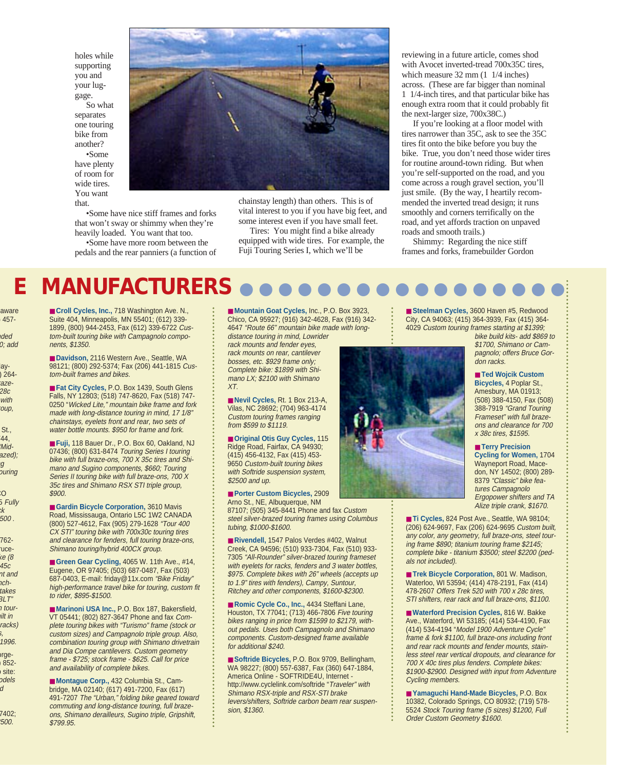holes while supporting you and your luggage.

So what separates one touring bike from another?

•Some have plenty of room for wide tires. You want that.

•Some have nice stiff frames and forks that won't sway or shimmy when they're heavily loaded. You want that too.

•Some have more room between the pedals and the rear panniers (a function of chainstay length) than others. This is of vital interest to you if you have big feet, and some interest even if you have small feet.

Tires: You might find a bike already equipped with wide tires. For example, the Fuji Touring Series I, which we'll be reviewing in a future article, comes shod with Avocet inverted-tread 700x35C tires, which measure 32 mm (1 1/4 inches) across. (These are far bigger than nominal 1 1/4-inch tires, and that particular bike has enough extra room that it could probably fit the next-larger size, 700x38C.)

If you're looking at a floor model with tires narrower than 35C, ask to see the 35C tires fit onto the bike before you buy the bike. True, you don't need those wider tires for routine around-town riding. But when you're self-supported on the road, and you come across a rough gravel section, you'll just smile. (By the way, I heartily recommended the inverted tread design; it runs smoothly and corners terrifically on the road, and yet affords traction on unpaved roads and smooth trails.)

Shimmy: Regarding the nice stiff frames and forks, framebuilder Gordon

# E MANUFACTURERS

aware 457-

nded 0; add

ay- ) 264- raze- 28c with oup,

St., 44, 'Mid- azed); g ouring

O 5 Fully k 500 .

762- ruce- ke (8 45c nt and nch- takes s, BLT"

n tour- ilt in racks) s, 1996.

orge- 852- site: odels d

7402; 500.

**Croll Cycles, Inc.,** 718 Washington Ave. N., Suite 404, Minneapolis, MN 55401; (612) 339-1899, (800) 944-2453, Fax (612) 339-6722 *Custom-built touring bike with Campagnolo components, $1350.*

**Davidson,** 2116 Western Ave., Seattle, WA 98121; (800) 292-5374; Fax (206) 441-1815 *Custom-built frames and bikes.*

**Fat City Cycles,** P.O. Box 1439, South Glens Falls, NY 12803; (518) 747-8620, Fax (518) 747-0250 *"Wicked Lite," mountain bike frame and fork made with long-distance touring in mind, 17 1/8" chainstays, eyelets front and rear, two sets of water bottle mounts. $950 for frame and fork.*

**Fuji,** 118 Bauer Dr., P.O. Box 60, Oakland, NJ 07436; (800) 631-8474 *Touring Series I touring bike with full braze-ons, 700 X 35c tires and Shimano and Sugino components, $660; Touring Series II touring bike with full braze-ons, 700 X 35c tires and Shimano RSX STI triple group, $900.*

**Gardin Bicycle Corporation,** 3610 Mavis Road, Mississauga, Ontario L5C 1W2 CANADA (800) 527-4612, Fax (905) 279-1628 *"Tour 400 CX STI" touring bike with 700x30c touring tires and clearance for fenders, full touring braze-ons, Shimano touring/hybrid 400CX group.*

**Green Gear Cycling,** 4065 W. 11th Ave., #14, Eugene, OR 97405; (503) 687-0487, Fax (503) 687-0403, E-mail: friday@11x.com *"Bike Friday" high-performance travel bike for touring, custom fit to rider, $895-$1500.*

**Marinoni USA Inc.,** P.O. Box 187, Bakersfield, VT 05441; (802) 827-3647 Phone and fax *Complete touring bikes with "Turismo" frame (stock or custom sizes) and Campagnolo triple group. Also, combination touring group with Shimano drivetrain and Dia Compe cantilevers. Custom geometry frame - $725; stock frame - $625. Call for price and availability of complete bikes.*

**Montague Corp.,** 432 Columbia St., Cambridge, MA 02140; (617) 491-7200, Fax (617) 491-7207 *The "Urban," folding bike geared toward commuting and long-distance touring, full braze-ons, Shimano derailleurs, Sugino triple, Gripshift, $799.95.*

**Mountain Goat Cycles,** Inc., P.O. Box 3923, Chico, CA 95927; (916) 342-4628, Fax (916) 342-4647 *"Route 66" mountain bike made with long-distance touring in mind, Lowrider rack mounts and fender eyes, rack mounts on rear, cantilever bosses, etc. $929 frame only; Complete bike: $1899 with Shimano LX; $2100 with Shimano XT.*

**Nevil Cycles,** Rt. 1 Box 213-A, Vilas, NC 28692; (704) 963-4174 *Custom touring frames ranging from $599 to $1119.*

**Original Otis Guy Cycles,** 115 Ridge Road, Fairfax, CA 94930; (415) 456-4132, Fax (415) 453-9650 *Custom-built touring bikes with Softride suspension system, $2500 and up.*

**Porter Custom Bicycles,** 2909 Arno St., NE, Albuquerque, NM 87107; (505) 345-8441 Phone and fax *Custom steel silver-brazed touring frames using Columbus tubing, $1000-$1600.*

**Rivendell,** 1547 Palos Verdes #402, Walnut Creek, CA 94596; (510) 933-7304, Fax (510) 933-7305 *"All-Rounder" silver-brazed touring frameset with eyelets for racks, fenders and 3 water bottles, $975. Complete bikes with 26" wheels (accepts up to 1.9" tires with fenders), Campy, Suntour, Ritchey and other components, $1600-$2300.*

**Romic Cycle Co., Inc.,** 4434 Steffani Lane, Houston, TX 77041; (713) 466-7806 *Five touring bikes ranging in price from $1599 to $2179, without pedals. Uses both Campagnolo and Shimano components. Custom-designed frame available for additional $240.*

**Softride Bicycles,** P.O. Box 9709, Bellingham, WA 98227; (800) 557-6387, Fax (360) 647-1884, America Online - SOFTRIDE4U, Internet - http://www.cyclelink.com/softride *"Traveler" with Shimano RSX-triple and RSX-STI brake levers/shifters, Softride carbon beam rear suspension, $1360.*

**Steelman Cycles,** 3600 Haven #5, Redwood City, CA 94063; (415) 364-3939, Fax (415) 364-4029 *Custom touring frames starting at $1399; bike build kits- add $869 to $1700, Shimano or Campagnolo; offers Bruce Gordon racks.*

**Ted Wojcik Custom Bicycles,** 4 Poplar St., Amesbury, MA 01913; (508) 388-4150, Fax (508) 388-7919 *"Grand Touring Frameset" with full braze-ons and clearance for 700 x 38c tires, $1595.*

**Terry Precision Cycling for Women,** 1704 Wayneport Road, Macedon, NY 14502; (800) 289-8379 *"Classic" bike features Campagnolo Ergopower shifters and TA Alize triple crank, $1670.*

**Ti Cycles,** 824 Post Ave., Seattle, WA 98104; (206) 624-9697, Fax (206) 624-9695 *Custom built, any color, any geometry, full braze-ons, steel touring frame $890; titanium touring frame $2145; complete bike - titanium $3500; steel $2200 (pedals not included).*

**Trek Bicycle Corporation,** 801 W. Madison, Waterloo, WI 53594; (414) 478-2191, Fax (414) 478-2607 *Offers Trek 520 with 700 x 28c tires, STI shifters, rear rack and full braze-ons, $1100.*

**Waterford Precision Cycles,** 816 W. Bakke Ave., Waterford, WI 53185; (414) 534-4190, Fax (414) 534-4194 *"Model 1900 Adventure Cycle" frame & fork $1100, full braze-ons including front and rear rack mounts and fender mounts, stainless steel rear vertical dropouts, and clearance for 700 X 40c tires plus fenders. Complete bikes: $1900-$2900. Designed with input from Adventure Cycling members.*

**Yamaguchi Hand-Made Bicycles,** P.O. Box 10382, Colorado Springs, CO 80932; (719) 578-5524 *Stock Touring frame (5 sizes) $1200, Full Order Custom Geometry $1600.*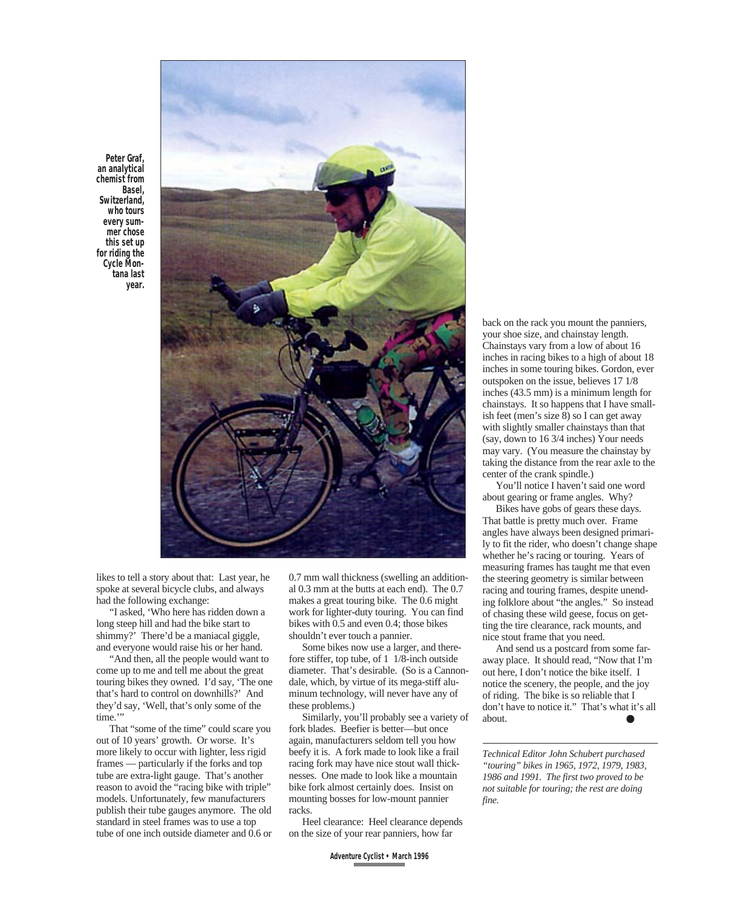Peter Graf, an analytical chemist from Basel, Switzerland, who tours every summer chose this set up for riding the Cycle Montana last year.

likes to tell a story about that: Last year, he spoke at several bicycle clubs, and always had the following exchange:

"I asked, 'Who here has ridden down a long steep hill and had the bike start to shimmy?' There'd be a maniacal giggle, and everyone would raise his or her hand.

"And then, all the people would want to come up to me and tell me about the great touring bikes they owned. I'd say, 'The one that's hard to control on downhills?' And they'd say, 'Well, that's only some of the time.'"

That "some of the time" could scare you out of 10 years' growth. Or worse. It's more likely to occur with lighter, less rigid frames — particularly if the forks and top tube are extra-light gauge. That's another reason to avoid the "racing bike with triple" models. Unfortunately, few manufacturers publish their tube gauges anymore. The old standard in steel frames was to use a top tube of one inch outside diameter and 0.6 or 0.7 mm wall thickness (swelling an additional 0.3 mm at the butts at each end). The 0.7 makes a great touring bike. The 0.6 might work for lighter-duty touring. You can find bikes with 0.5 and even 0.4; those bikes shouldn't ever touch a pannier.

Some bikes now use a larger, and therefore stiffer, top tube, of 1 1/8-inch outside diameter. That's desirable. (So is a Cannondale, which, by virtue of its mega-stiff aluminum technology, will never have any of these problems.)

Similarly, you'll probably see a variety of fork blades. Beefier is better—but once again, manufacturers seldom tell you how beefy it is. A fork made to look like a frail racing fork may have nice stout wall thicknesses. One made to look like a mountain bike fork almost certainly does. Insist on mounting bosses for low-mount pannier racks.

Heel clearance: Heel clearance depends on the size of your rear panniers, how far back on the rack you mount the panniers, your shoe size, and chainstay length. Chainstays vary from a low of about 16 inches in racing bikes to a high of about 18 inches in some touring bikes. Gordon, ever outspoken on the issue, believes 17 1/8 inches (43.5 mm) is a minimum length for chainstays. It so happens that I have smallish feet (men's size 8) so I can get away with slightly smaller chainstays than that (say, down to 16 3/4 inches) Your needs may vary. (You measure the chainstay by taking the distance from the rear axle to the center of the crank spindle.)

You'll notice I haven't said one word about gearing or frame angles. Why?

Bikes have gobs of gears these days. That battle is pretty much over. Frame angles have always been designed primarily to fit the rider, who doesn't change shape whether he's racing or touring. Years of measuring frames has taught me that even the steering geometry is similar between racing and touring frames, despite unending folklore about "the angles." So instead of chasing these wild geese, focus on getting the tire clearance, rack mounts, and nice stout frame that you need.

And send us a postcard from some faraway place. It should read, "Now that I'm out here, I don't notice the bike itself. I notice the scenery, the people, and the joy of riding. The bike is so reliable that I don't have to notice it." That's what it's all about. ●

---

*Technical Editor John Schubert purchased "touring" bikes in 1965, 1972, 1979, 1983, 1986 and 1991. The first two proved to be not suitable for touring; the rest are doing fine.*